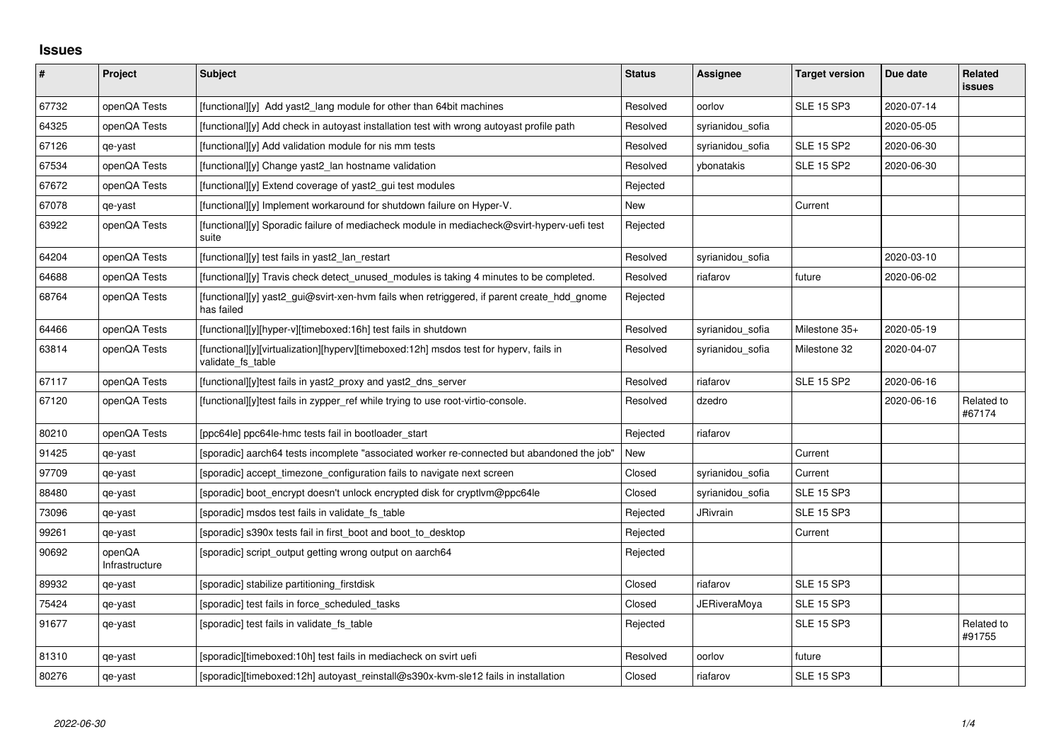## Issues

| # | Project | Subject | Status | Assignee | Target version | Due date | Related issues |
|---|---|---|---|---|---|---|---|
| 67732 | openQA Tests | [functional][y] Add yast2_lang module for other than 64bit machines | Resolved | oorlov | SLE 15 SP3 | 2020-07-14 | |
| 64325 | openQA Tests | [functional][y] Add check in autoyast installation test with wrong autoyast profile path | Resolved | syrianidou_sofia | | 2020-05-05 | |
| 67126 | qe-yast | [functional][y] Add validation module for nis mm tests | Resolved | syrianidou_sofia | SLE 15 SP2 | 2020-06-30 | |
| 67534 | openQA Tests | [functional][y] Change yast2_lan hostname validation | Resolved | ybonatakis | SLE 15 SP2 | 2020-06-30 | |
| 67672 | openQA Tests | [functional][y] Extend coverage of yast2_gui test modules | Rejected | | | | |
| 67078 | qe-yast | [functional][y] Implement workaround for shutdown failure on Hyper-V. | New | | Current | | |
| 63922 | openQA Tests | [functional][y] Sporadic failure of mediacheck module in mediacheck@svirt-hyperv-uefi test suite | Rejected | | | | |
| 64204 | openQA Tests | [functional][y] test fails in yast2_lan_restart | Resolved | syrianidou_sofia | | 2020-03-10 | |
| 64688 | openQA Tests | [functional][y] Travis check detect_unused_modules is taking 4 minutes to be completed. | Resolved | riafarov | future | 2020-06-02 | |
| 68764 | openQA Tests | [functional][y] yast2_gui@svirt-xen-hvm fails when retriggered, if parent create_hdd_gnome has failed | Rejected | | | | |
| 64466 | openQA Tests | [functional][y][hyper-v][timeboxed:16h] test fails in shutdown | Resolved | syrianidou_sofia | Milestone 35+ | 2020-05-19 | |
| 63814 | openQA Tests | [functional][y][virtualization][hyperv][timeboxed:12h] msdos test for hyperv, fails in validate_fs_table | Resolved | syrianidou_sofia | Milestone 32 | 2020-04-07 | |
| 67117 | openQA Tests | [functional][y]test fails in yast2_proxy and yast2_dns_server | Resolved | riafarov | SLE 15 SP2 | 2020-06-16 | |
| 67120 | openQA Tests | [functional][y]test fails in zypper_ref while trying to use root-virtio-console. | Resolved | dzedro | | 2020-06-16 | Related to #67174 |
| 80210 | openQA Tests | [ppc64le] ppc64le-hmc tests fail in bootloader_start | Rejected | riafarov | | | |
| 91425 | qe-yast | [sporadic] aarch64 tests incomplete "associated worker re-connected but abandoned the job" | New | | Current | | |
| 97709 | qe-yast | [sporadic] accept_timezone_configuration fails to navigate next screen | Closed | syrianidou_sofia | Current | | |
| 88480 | qe-yast | [sporadic] boot_encrypt doesn't unlock encrypted disk for cryptlvm@ppc64le | Closed | syrianidou_sofia | SLE 15 SP3 | | |
| 73096 | qe-yast | [sporadic] msdos test fails in validate_fs_table | Rejected | JRivrain | SLE 15 SP3 | | |
| 99261 | qe-yast | [sporadic] s390x tests fail in first_boot and boot_to_desktop | Rejected | | Current | | |
| 90692 | openQA Infrastructure | [sporadic] script_output getting wrong output on aarch64 | Rejected | | | | |
| 89932 | qe-yast | [sporadic] stabilize partitioning_firstdisk | Closed | riafarov | SLE 15 SP3 | | |
| 75424 | qe-yast | [sporadic] test fails in force_scheduled_tasks | Closed | JERiveraMoya | SLE 15 SP3 | | |
| 91677 | qe-yast | [sporadic] test fails in validate_fs_table | Rejected | | SLE 15 SP3 | | Related to #91755 |
| 81310 | qe-yast | [sporadic][timeboxed:10h] test fails in mediacheck on svirt uefi | Resolved | oorlov | future | | |
| 80276 | qe-yast | [sporadic][timeboxed:12h] autoyast_reinstall@s390x-kvm-sle12 fails in installation | Closed | riafarov | SLE 15 SP3 | | |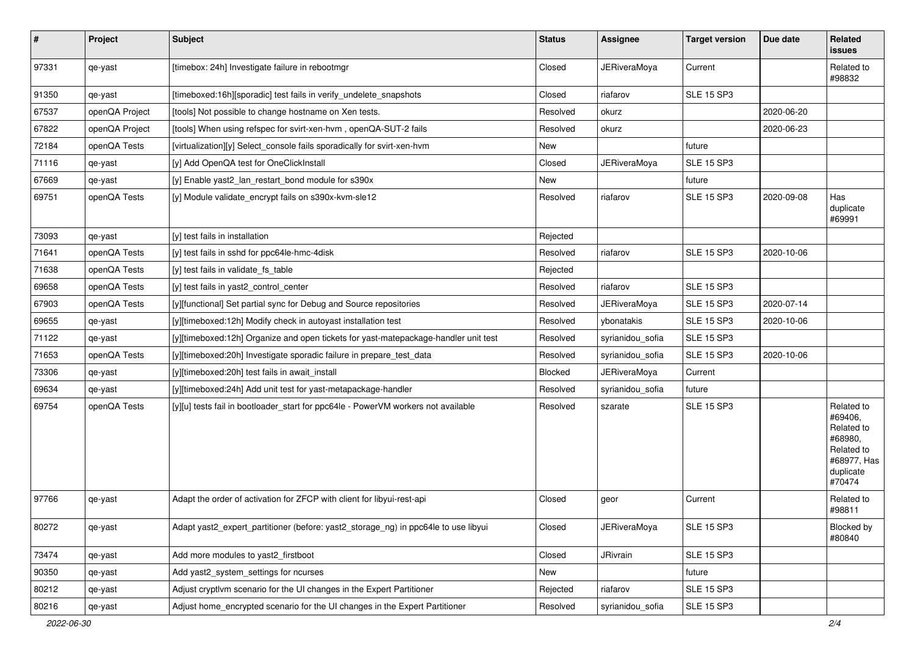| # | Project | Subject | Status | Assignee | Target version | Due date | Related issues |
|---|---|---|---|---|---|---|---|
| 97331 | qe-yast | [timebox: 24h] Investigate failure in rebootmgr | Closed | JERiveraMoya | Current | | Related to #98832 |
| 91350 | qe-yast | [timeboxed:16h][sporadic] test fails in verify_undelete_snapshots | Closed | riafarov | SLE 15 SP3 | | |
| 67537 | openQA Project | [tools] Not possible to change hostname on Xen tests. | Resolved | okurz | | 2020-06-20 | |
| 67822 | openQA Project | [tools] When using refspec for svirt-xen-hvm , openQA-SUT-2 fails | Resolved | okurz | | 2020-06-23 | |
| 72184 | openQA Tests | [virtualization][y] Select_console fails sporadically for svirt-xen-hvm | New | | future | | |
| 71116 | qe-yast | [y] Add OpenQA test for OneClickInstall | Closed | JERiveraMoya | SLE 15 SP3 | | |
| 67669 | qe-yast | [y] Enable yast2_lan_restart_bond module for s390x | New | | future | | |
| 69751 | openQA Tests | [y] Module validate_encrypt fails on s390x-kvm-sle12 | Resolved | riafarov | SLE 15 SP3 | 2020-09-08 | Has duplicate #69991 |
| 73093 | qe-yast | [y] test fails in installation | Rejected | | | | |
| 71641 | openQA Tests | [y] test fails in sshd for ppc64le-hmc-4disk | Resolved | riafarov | SLE 15 SP3 | 2020-10-06 | |
| 71638 | openQA Tests | [y] test fails in validate_fs_table | Rejected | | | | |
| 69658 | openQA Tests | [y] test fails in yast2_control_center | Resolved | riafarov | SLE 15 SP3 | | |
| 67903 | openQA Tests | [y][functional] Set partial sync for Debug and Source repositories | Resolved | JERiveraMoya | SLE 15 SP3 | 2020-07-14 | |
| 69655 | qe-yast | [y][timeboxed:12h] Modify check in autoyast installation test | Resolved | ybonatakis | SLE 15 SP3 | 2020-10-06 | |
| 71122 | qe-yast | [y][timeboxed:12h] Organize and open tickets for yast-matepackage-handler unit test | Resolved | syrianidou_sofia | SLE 15 SP3 | | |
| 71653 | openQA Tests | [y][timeboxed:20h] Investigate sporadic failure in prepare_test_data | Resolved | syrianidou_sofia | SLE 15 SP3 | 2020-10-06 | |
| 73306 | qe-yast | [y][timeboxed:20h] test fails in await_install | Blocked | JERiveraMoya | Current | | |
| 69634 | qe-yast | [y][timeboxed:24h] Add unit test for yast-metapackage-handler | Resolved | syrianidou_sofia | future | | |
| 69754 | openQA Tests | [y][u] tests fail in bootloader_start for ppc64le - PowerVM workers not available | Resolved | szarate | SLE 15 SP3 | | Related to #69406, Related to #68980, Related to #68977, Has duplicate #70474 |
| 97766 | qe-yast | Adapt the order of activation for ZFCP with client for libyui-rest-api | Closed | geor | Current | | Related to #98811 |
| 80272 | qe-yast | Adapt yast2_expert_partitioner (before: yast2_storage_ng) in ppc64le to use libyui | Closed | JERiveraMoya | SLE 15 SP3 | | Blocked by #80840 |
| 73474 | qe-yast | Add more modules to yast2_firstboot | Closed | JRivrain | SLE 15 SP3 | | |
| 90350 | qe-yast | Add yast2_system_settings for ncurses | New | | future | | |
| 80212 | qe-yast | Adjust cryptlvm scenario for the UI changes in the Expert Partitioner | Rejected | riafarov | SLE 15 SP3 | | |
| 80216 | qe-yast | Adjust home_encrypted scenario for the UI changes in the Expert Partitioner | Resolved | syrianidou_sofia | SLE 15 SP3 | | |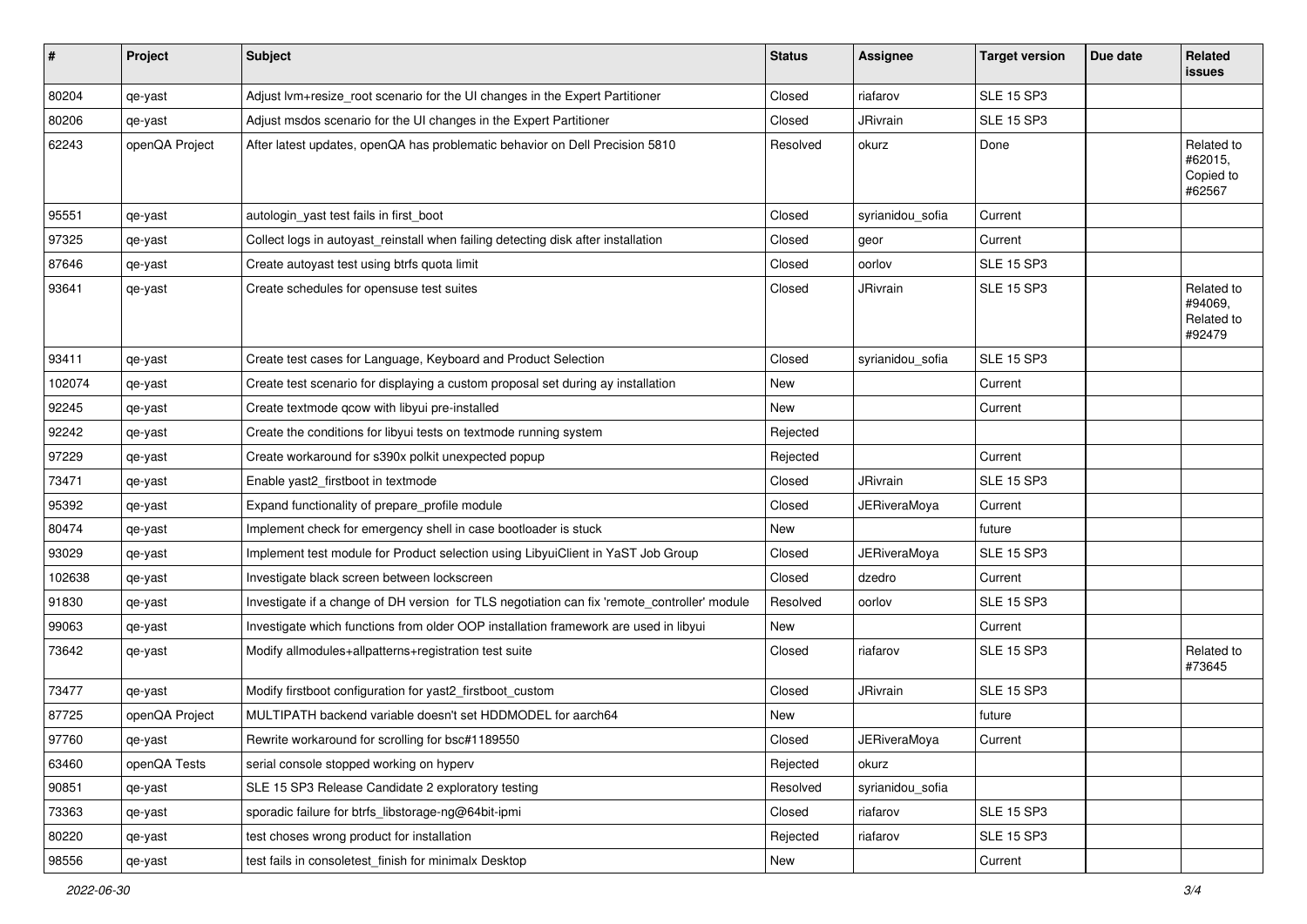| # | Project | Subject | Status | Assignee | Target version | Due date | Related issues |
|---|---|---|---|---|---|---|---|
| 80204 | qe-yast | Adjust lvm+resize_root scenario for the UI changes in the Expert Partitioner | Closed | riafarov | SLE 15 SP3 | | |
| 80206 | qe-yast | Adjust msdos scenario for the UI changes in the Expert Partitioner | Closed | JRivrain | SLE 15 SP3 | | |
| 62243 | openQA Project | After latest updates, openQA has problematic behavior on Dell Precision 5810 | Resolved | okurz | Done | | Related to #62015, Copied to #62567 |
| 95551 | qe-yast | autologin_yast test fails in first_boot | Closed | syrianidou_sofia | Current | | |
| 97325 | qe-yast | Collect logs in autoyast_reinstall when failing detecting disk after installation | Closed | geor | Current | | |
| 87646 | qe-yast | Create autoyast test using btrfs quota limit | Closed | oorlov | SLE 15 SP3 | | |
| 93641 | qe-yast | Create schedules for opensuse test suites | Closed | JRivrain | SLE 15 SP3 | | Related to #94069, Related to #92479 |
| 93411 | qe-yast | Create test cases for Language, Keyboard and Product Selection | Closed | syrianidou_sofia | SLE 15 SP3 | | |
| 102074 | qe-yast | Create test scenario for displaying a custom proposal set during ay installation | New | | Current | | |
| 92245 | qe-yast | Create textmode qcow with libyui pre-installed | New | | Current | | |
| 92242 | qe-yast | Create the conditions for libyui tests on textmode running system | Rejected | | | | |
| 97229 | qe-yast | Create workaround for s390x polkit unexpected popup | Rejected | | Current | | |
| 73471 | qe-yast | Enable yast2_firstboot in textmode | Closed | JRivrain | SLE 15 SP3 | | |
| 95392 | qe-yast | Expand functionality of prepare_profile module | Closed | JERiveraMoya | Current | | |
| 80474 | qe-yast | Implement check for emergency shell in case bootloader is stuck | New | | future | | |
| 93029 | qe-yast | Implement test module for Product selection using LibyuiClient in YaST Job Group | Closed | JERiveraMoya | SLE 15 SP3 | | |
| 102638 | qe-yast | Investigate black screen between lockscreen | Closed | dzedro | Current | | |
| 91830 | qe-yast | Investigate if a change of DH version for TLS negotiation can fix 'remote_controller' module | Resolved | oorlov | SLE 15 SP3 | | |
| 99063 | qe-yast | Investigate which functions from older OOP installation framework are used in libyui | New | | Current | | |
| 73642 | qe-yast | Modify allmodules+allpatterns+registration test suite | Closed | riafarov | SLE 15 SP3 | | Related to #73645 |
| 73477 | qe-yast | Modify firstboot configuration for yast2_firstboot_custom | Closed | JRivrain | SLE 15 SP3 | | |
| 87725 | openQA Project | MULTIPATH backend variable doesn't set HDDMODEL for aarch64 | New | | future | | |
| 97760 | qe-yast | Rewrite workaround for scrolling for bsc#1189550 | Closed | JERiveraMoya | Current | | |
| 63460 | openQA Tests | serial console stopped working on hyperv | Rejected | okurz | | | |
| 90851 | qe-yast | SLE 15 SP3 Release Candidate 2 exploratory testing | Resolved | syrianidou_sofia | | | |
| 73363 | qe-yast | sporadic failure for btrfs_libstorage-ng@64bit-ipmi | Closed | riafarov | SLE 15 SP3 | | |
| 80220 | qe-yast | test choses wrong product for installation | Rejected | riafarov | SLE 15 SP3 | | |
| 98556 | qe-yast | test fails in consoletest_finish for minimalx Desktop | New | | Current | | |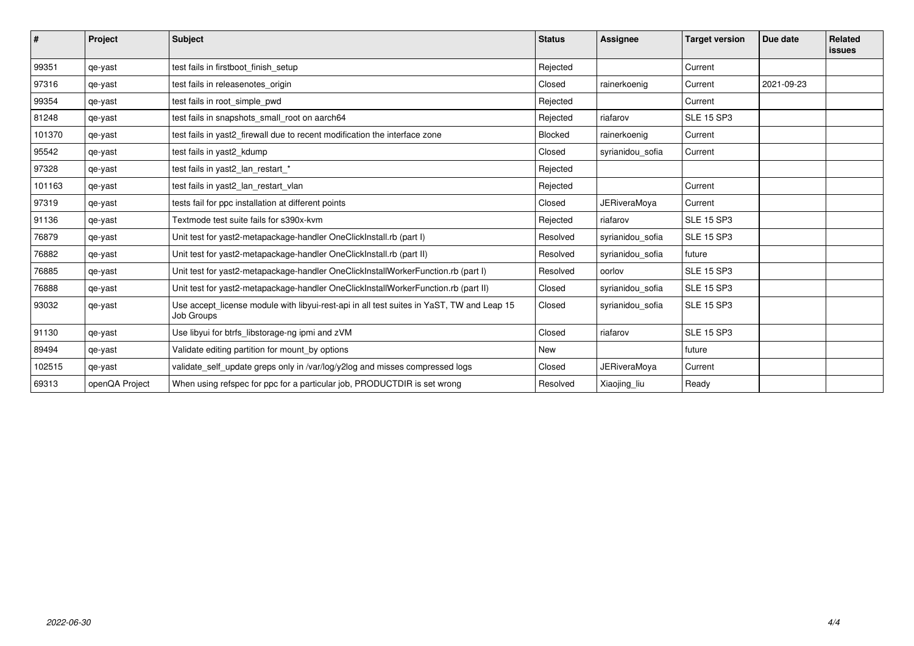| # | Project | Subject | Status | Assignee | Target version | Due date | Related issues |
|---|---|---|---|---|---|---|---|
| 99351 | qe-yast | test fails in firstboot_finish_setup | Rejected | | Current | | |
| 97316 | qe-yast | test fails in releasenotes_origin | Closed | rainerkoenig | Current | 2021-09-23 | |
| 99354 | qe-yast | test fails in root_simple_pwd | Rejected | | Current | | |
| 81248 | qe-yast | test fails in snapshots_small_root on aarch64 | Rejected | riafarov | SLE 15 SP3 | | |
| 101370 | qe-yast | test fails in yast2_firewall due to recent modification the interface zone | Blocked | rainerkoenig | Current | | |
| 95542 | qe-yast | test fails in yast2_kdump | Closed | syrianidou_sofia | Current | | |
| 97328 | qe-yast | test fails in yast2_lan_restart_* | Rejected | | | | |
| 101163 | qe-yast | test fails in yast2_lan_restart_vlan | Rejected | | Current | | |
| 97319 | qe-yast | tests fail for ppc installation at different points | Closed | JERiveraMoya | Current | | |
| 91136 | qe-yast | Textmode test suite fails for s390x-kvm | Rejected | riafarov | SLE 15 SP3 | | |
| 76879 | qe-yast | Unit test for yast2-metapackage-handler OneClickInstall.rb (part I) | Resolved | syrianidou_sofia | SLE 15 SP3 | | |
| 76882 | qe-yast | Unit test for yast2-metapackage-handler OneClickInstall.rb (part II) | Resolved | syrianidou_sofia | future | | |
| 76885 | qe-yast | Unit test for yast2-metapackage-handler OneClickInstallWorkerFunction.rb (part I) | Resolved | oorlov | SLE 15 SP3 | | |
| 76888 | qe-yast | Unit test for yast2-metapackage-handler OneClickInstallWorkerFunction.rb (part II) | Closed | syrianidou_sofia | SLE 15 SP3 | | |
| 93032 | qe-yast | Use accept_license module with libyui-rest-api in all test suites in YaST, TW and Leap 15 Job Groups | Closed | syrianidou_sofia | SLE 15 SP3 | | |
| 91130 | qe-yast | Use libyui for btrfs_libstorage-ng ipmi and zVM | Closed | riafarov | SLE 15 SP3 | | |
| 89494 | qe-yast | Validate editing partition for mount_by options | New | | future | | |
| 102515 | qe-yast | validate_self_update greps only in /var/log/y2log and misses compressed logs | Closed | JERiveraMoya | Current | | |
| 69313 | openQA Project | When using refspec for ppc for a particular job, PRODUCTDIR is set wrong | Resolved | Xiaojing_liu | Ready | | |